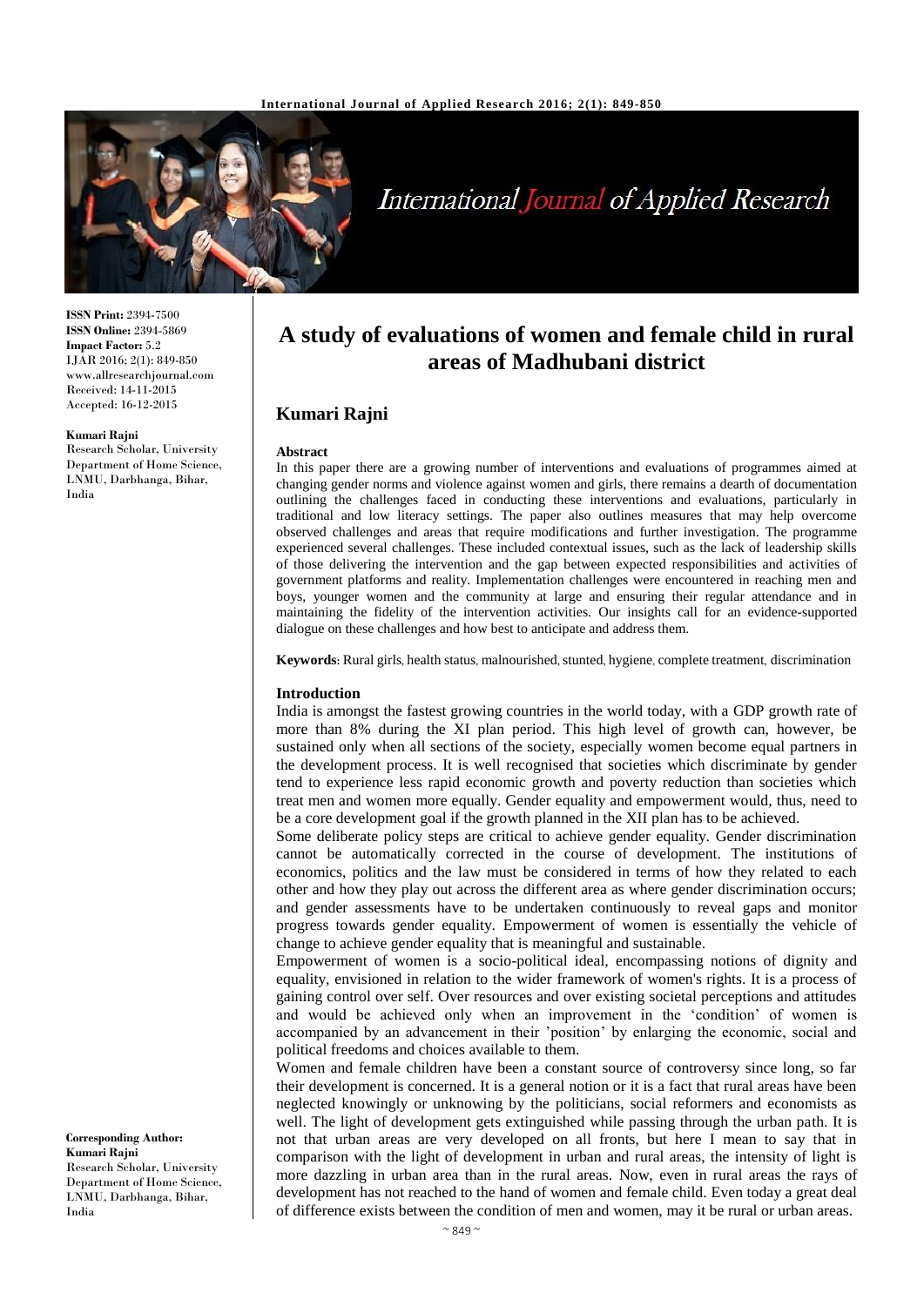# A study of evaluations of women and female child in rural areas of Madhubani district

## Kumari Rajni

**ISSN Print:** 2394-7500
**ISSN Online:** 2394-5869
**Impact Factor:** 5.2
IJAR 2016; 2(1): 849-850
www.allresearchjournal.com
Received: 14-11-2015
Accepted: 16-12-2015

**Kumari Rajni**
Research Scholar, University Department of Home Science, LNMU, Darbhanga, Bihar, India

**Corresponding Author:**
**Kumari Rajni**
Research Scholar, University Department of Home Science, LNMU, Darbhanga, Bihar, India

### Abstract

In this paper there are a growing number of interventions and evaluations of programmes aimed at changing gender norms and violence against women and girls, there remains a dearth of documentation outlining the challenges faced in conducting these interventions and evaluations, particularly in traditional and low literacy settings. The paper also outlines measures that may help overcome observed challenges and areas that require modifications and further investigation. The programme experienced several challenges. These included contextual issues, such as the lack of leadership skills of those delivering the intervention and the gap between expected responsibilities and activities of government platforms and reality. Implementation challenges were encountered in reaching men and boys, younger women and the community at large and ensuring their regular attendance and in maintaining the fidelity of the intervention activities. Our insights call for an evidence-supported dialogue on these challenges and how best to anticipate and address them.

**Keywords:** Rural girls, health status, malnourished, stunted, hygiene, complete treatment, discrimination

### Introduction

India is amongst the fastest growing countries in the world today, with a GDP growth rate of more than 8% during the XI plan period. This high level of growth can, however, be sustained only when all sections of the society, especially women become equal partners in the development process. It is well recognised that societies which discriminate by gender tend to experience less rapid economic growth and poverty reduction than societies which treat men and women more equally. Gender equality and empowerment would, thus, need to be a core development goal if the growth planned in the XII plan has to be achieved.

Some deliberate policy steps are critical to achieve gender equality. Gender discrimination cannot be automatically corrected in the course of development. The institutions of economics, politics and the law must be considered in terms of how they related to each other and how they play out across the different area as where gender discrimination occurs; and gender assessments have to be undertaken continuously to reveal gaps and monitor progress towards gender equality. Empowerment of women is essentially the vehicle of change to achieve gender equality that is meaningful and sustainable.

Empowerment of women is a socio-political ideal, encompassing notions of dignity and equality, envisioned in relation to the wider framework of women's rights. It is a process of gaining control over self. Over resources and over existing societal perceptions and attitudes and would be achieved only when an improvement in the 'condition' of women is accompanied by an advancement in their 'position' by enlarging the economic, social and political freedoms and choices available to them.

Women and female children have been a constant source of controversy since long, so far their development is concerned. It is a general notion or it is a fact that rural areas have been neglected knowingly or unknowing by the politicians, social reformers and economists as well. The light of development gets extinguished while passing through the urban path. It is not that urban areas are very developed on all fronts, but here I mean to say that in comparison with the light of development in urban and rural areas, the intensity of light is more dazzling in urban area than in the rural areas. Now, even in rural areas the rays of development has not reached to the hand of women and female child. Even today a great deal of difference exists between the condition of men and women, may it be rural or urban areas.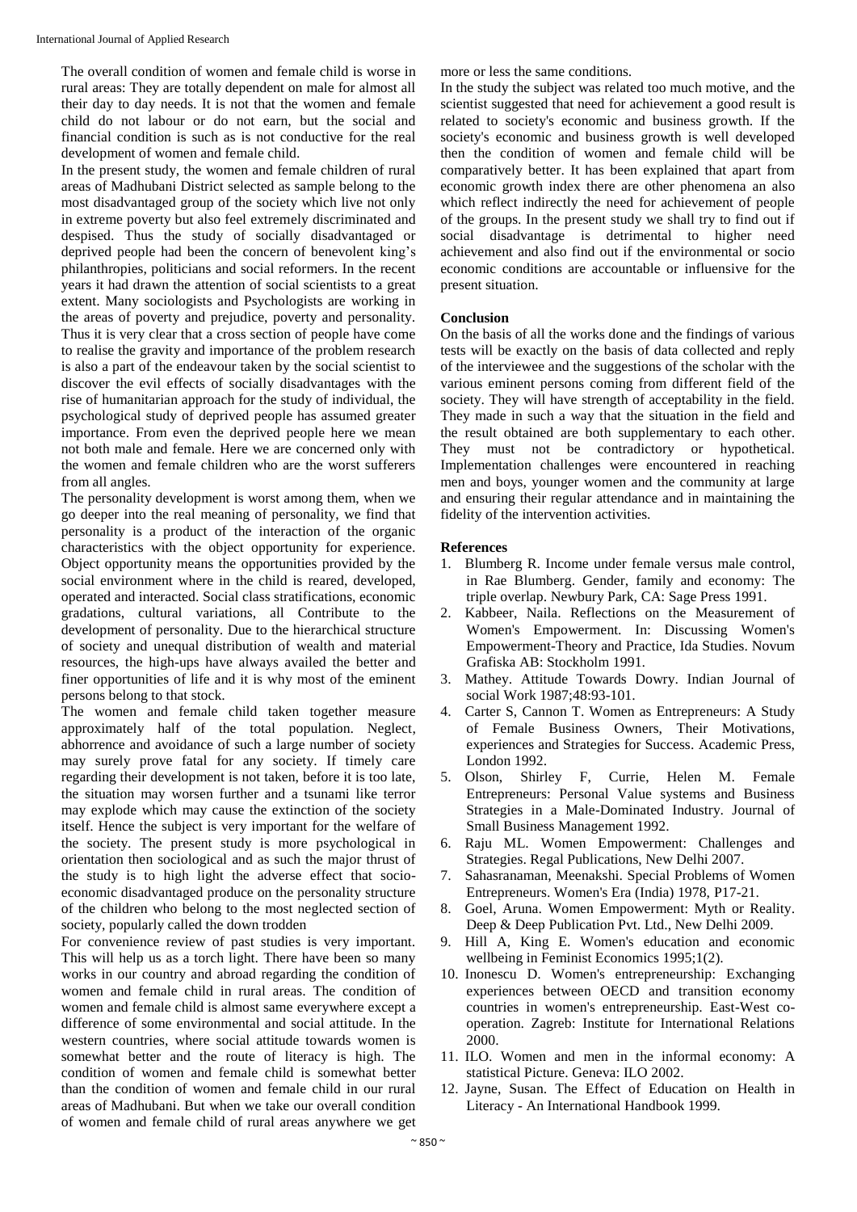The overall condition of women and female child is worse in rural areas: They are totally dependent on male for almost all their day to day needs. It is not that the women and female child do not labour or do not earn, but the social and financial condition is such as is not conductive for the real development of women and female child.

In the present study, the women and female children of rural areas of Madhubani District selected as sample belong to the most disadvantaged group of the society which live not only in extreme poverty but also feel extremely discriminated and despised. Thus the study of socially disadvantaged or deprived people had been the concern of benevolent king's philanthropies, politicians and social reformers. In the recent years it had drawn the attention of social scientists to a great extent. Many sociologists and Psychologists are working in the areas of poverty and prejudice, poverty and personality. Thus it is very clear that a cross section of people have come to realise the gravity and importance of the problem research is also a part of the endeavour taken by the social scientist to discover the evil effects of socially disadvantages with the rise of humanitarian approach for the study of individual, the psychological study of deprived people has assumed greater importance. From even the deprived people here we mean not both male and female. Here we are concerned only with the women and female children who are the worst sufferers from all angles.

The personality development is worst among them, when we go deeper into the real meaning of personality, we find that personality is a product of the interaction of the organic characteristics with the object opportunity for experience. Object opportunity means the opportunities provided by the social environment where in the child is reared, developed, operated and interacted. Social class stratifications, economic gradations, cultural variations, all Contribute to the development of personality. Due to the hierarchical structure of society and unequal distribution of wealth and material resources, the high-ups have always availed the better and finer opportunities of life and it is why most of the eminent persons belong to that stock.

The women and female child taken together measure approximately half of the total population. Neglect, abhorrence and avoidance of such a large number of society may surely prove fatal for any society. If timely care regarding their development is not taken, before it is too late, the situation may worsen further and a tsunami like terror may explode which may cause the extinction of the society itself. Hence the subject is very important for the welfare of the society. The present study is more psychological in orientation then sociological and as such the major thrust of the study is to high light the adverse effect that socio-economic disadvantaged produce on the personality structure of the children who belong to the most neglected section of society, popularly called the down trodden

For convenience review of past studies is very important. This will help us as a torch light. There have been so many works in our country and abroad regarding the condition of women and female child in rural areas. The condition of women and female child is almost same everywhere except a difference of some environmental and social attitude. In the western countries, where social attitude towards women is somewhat better and the route of literacy is high. The condition of women and female child is somewhat better than the condition of women and female child in our rural areas of Madhubani. But when we take our overall condition of women and female child of rural areas anywhere we get more or less the same conditions.

In the study the subject was related too much motive, and the scientist suggested that need for achievement a good result is related to society's economic and business growth. If the society's economic and business growth is well developed then the condition of women and female child will be comparatively better. It has been explained that apart from economic growth index there are other phenomena an also which reflect indirectly the need for achievement of people of the groups. In the present study we shall try to find out if social disadvantage is detrimental to higher need achievement and also find out if the environmental or socio economic conditions are accountable or influensive for the present situation.

## Conclusion

On the basis of all the works done and the findings of various tests will be exactly on the basis of data collected and reply of the interviewee and the suggestions of the scholar with the various eminent persons coming from different field of the society. They will have strength of acceptability in the field. They made in such a way that the situation in the field and the result obtained are both supplementary to each other. They must not be contradictory or hypothetical. Implementation challenges were encountered in reaching men and boys, younger women and the community at large and ensuring their regular attendance and in maintaining the fidelity of the intervention activities.

## References

1. Blumberg R. Income under female versus male control, in Rae Blumberg. Gender, family and economy: The triple overlap. Newbury Park, CA: Sage Press 1991.
2. Kabbeer, Naila. Reflections on the Measurement of Women's Empowerment. In: Discussing Women's Empowerment-Theory and Practice, Ida Studies. Novum Grafiska AB: Stockholm 1991.
3. Mathey. Attitude Towards Dowry. Indian Journal of social Work 1987;48:93-101.
4. Carter S, Cannon T. Women as Entrepreneurs: A Study of Female Business Owners, Their Motivations, experiences and Strategies for Success. Academic Press, London 1992.
5. Olson, Shirley F, Currie, Helen M. Female Entrepreneurs: Personal Value systems and Business Strategies in a Male-Dominated Industry. Journal of Small Business Management 1992.
6. Raju ML. Women Empowerment: Challenges and Strategies. Regal Publications, New Delhi 2007.
7. Sahasranaman, Meenakshi. Special Problems of Women Entrepreneurs. Women's Era (India) 1978, P17-21.
8. Goel, Aruna. Women Empowerment: Myth or Reality. Deep & Deep Publication Pvt. Ltd., New Delhi 2009.
9. Hill A, King E. Women's education and economic wellbeing in Feminist Economics 1995;1(2).
10. Inonescu D. Women's entrepreneurship: Exchanging experiences between OECD and transition economy countries in women's entrepreneurship. East-West co-operation. Zagreb: Institute for International Relations 2000.
11. ILO. Women and men in the informal economy: A statistical Picture. Geneva: ILO 2002.
12. Jayne, Susan. The Effect of Education on Health in Literacy - An International Handbook 1999.